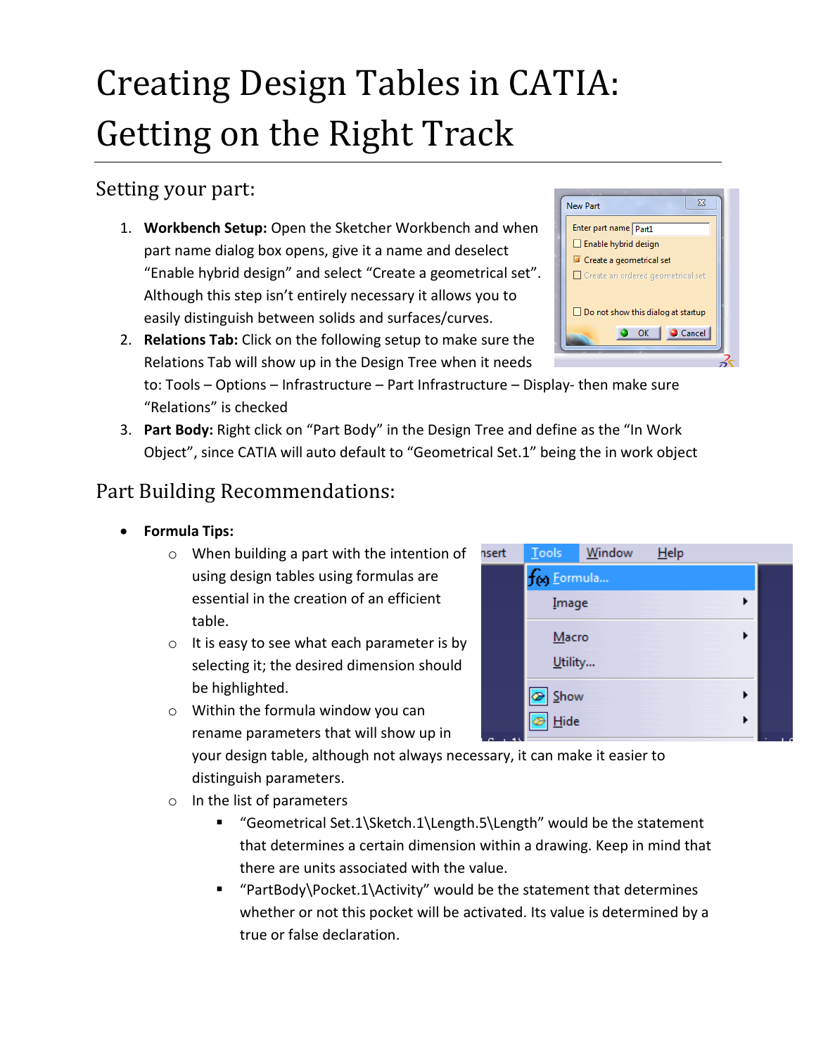# Creating Design Tables in CATIA: Getting on the Right Track

## Setting your part:

1. **Workbench Setup:** Open the Sketcher Workbench and when part name dialog box opens, give it a name and deselect "Enable hybrid design" and select "Create a geometrical set". Although this step isn't entirely necessary it allows you to easily distinguish between solids and surfaces/curves.
2. **Relations Tab:** Click on the following setup to make sure the Relations Tab will show up in the Design Tree when it needs to: Tools – Options – Infrastructure – Part Infrastructure – Display- then make sure "Relations" is checked
3. **Part Body:** Right click on "Part Body" in the Design Tree and define as the "In Work Object", since CATIA will auto default to "Geometrical Set.1" being the in work object

## Part Building Recommendations:

- **Formula Tips:**
  - When building a part with the intention of using design tables using formulas are essential in the creation of an efficient table.
  - It is easy to see what each parameter is by selecting it; the desired dimension should be highlighted.
  - Within the formula window you can rename parameters that will show up in your design table, although not always necessary, it can make it easier to distinguish parameters.
  - In the list of parameters
    - "Geometrical Set.1\Sketch.1\Length.5\Length" would be the statement that determines a certain dimension within a drawing. Keep in mind that there are units associated with the value.
    - "PartBody\Pocket.1\Activity" would be the statement that determines whether or not this pocket will be activated. Its value is determined by a true or false declaration.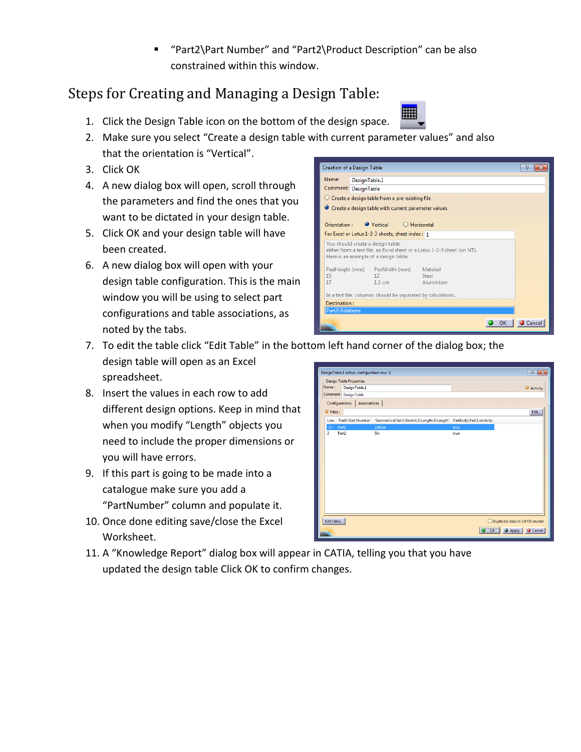- "Part2\Part Number" and "Part2\Product Description" can be also constrained within this window.

## Steps for Creating and Managing a Design Table:

1. Click the Design Table icon on the bottom of the design space.
2. Make sure you select "Create a design table with current parameter values" and also that the orientation is "Vertical".
3. Click OK
4. A new dialog box will open, scroll through the parameters and find the ones that you want to be dictated in your design table.
5. Click OK and your design table will have been created.
6. A new dialog box will open with your design table configuration. This is the main window you will be using to select part configurations and table associations, as noted by the tabs.
7. To edit the table click "Edit Table" in the bottom left hand corner of the dialog box; the design table will open as an Excel spreadsheet.
8. Insert the values in each row to add different design options. Keep in mind that when you modify "Length" objects you need to include the proper dimensions or you will have errors.
9. If this part is going to be made into a catalogue make sure you add a "PartNumber" column and populate it.
10. Once done editing save/close the Excel Worksheet.
11. A "Knowledge Report" dialog box will appear in CATIA, telling you that you have updated the design table Click OK to confirm changes.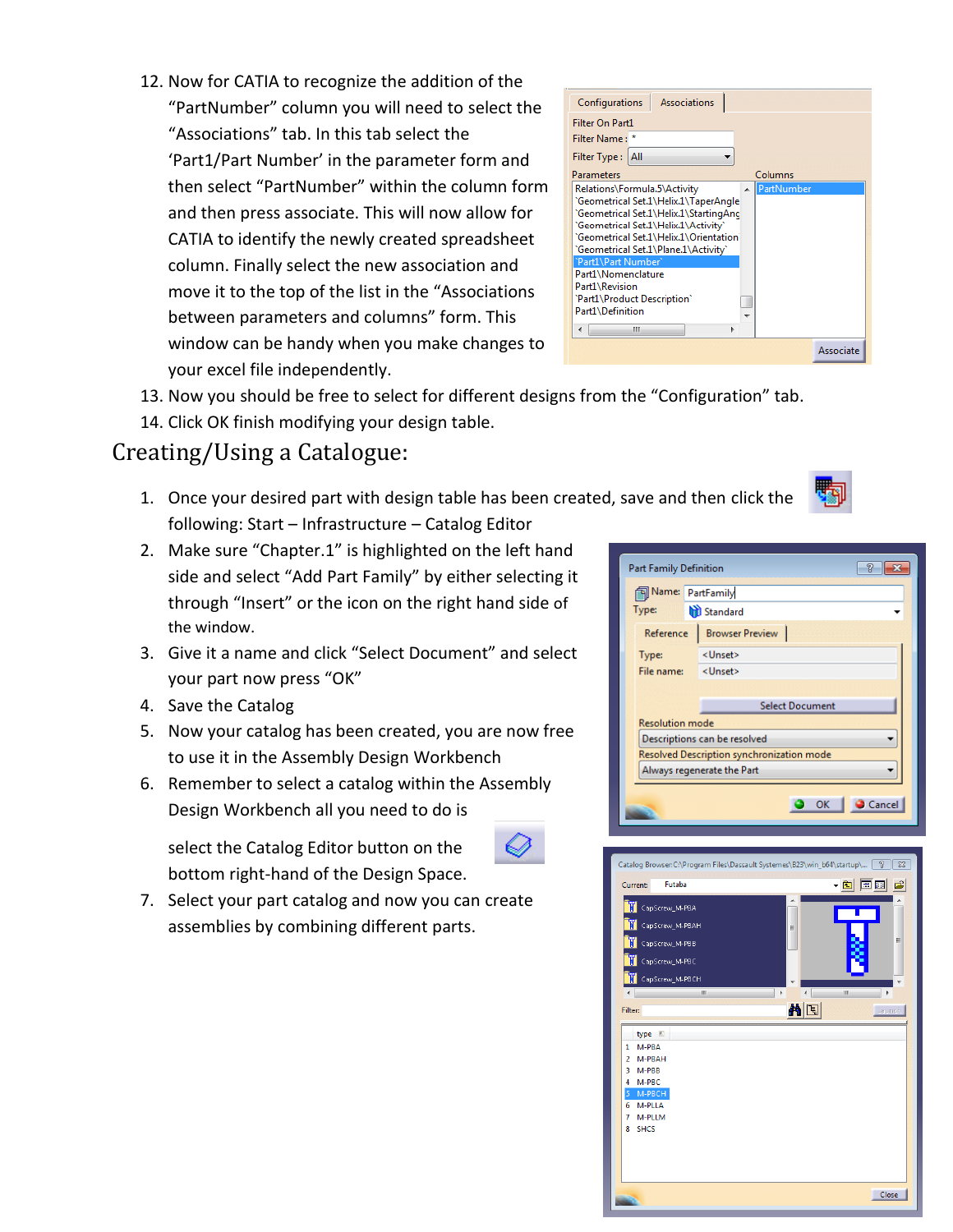12. Now for CATIA to recognize the addition of the "PartNumber" column you will need to select the "Associations" tab. In this tab select the 'Part1/Part Number' in the parameter form and then select "PartNumber" within the column form and then press associate. This will now allow for CATIA to identify the newly created spreadsheet column. Finally select the new association and move it to the top of the list in the "Associations between parameters and columns" form. This window can be handy when you make changes to your excel file independently.
13. Now you should be free to select for different designs from the "Configuration" tab.
14. Click OK finish modifying your design table.

# Creating/Using a Catalogue:

1. Once your desired part with design table has been created, save and then click the following: Start – Infrastructure – Catalog Editor
2. Make sure "Chapter.1" is highlighted on the left hand side and select "Add Part Family" by either selecting it through "Insert" or the icon on the right hand side of the window.
3. Give it a name and click "Select Document" and select your part now press "OK"
4. Save the Catalog
5. Now your catalog has been created, you are now free to use it in the Assembly Design Workbench
6. Remember to select a catalog within the Assembly Design Workbench all you need to do is select the Catalog Editor button on the bottom right-hand of the Design Space.
7. Select your part catalog and now you can create assemblies by combining different parts.